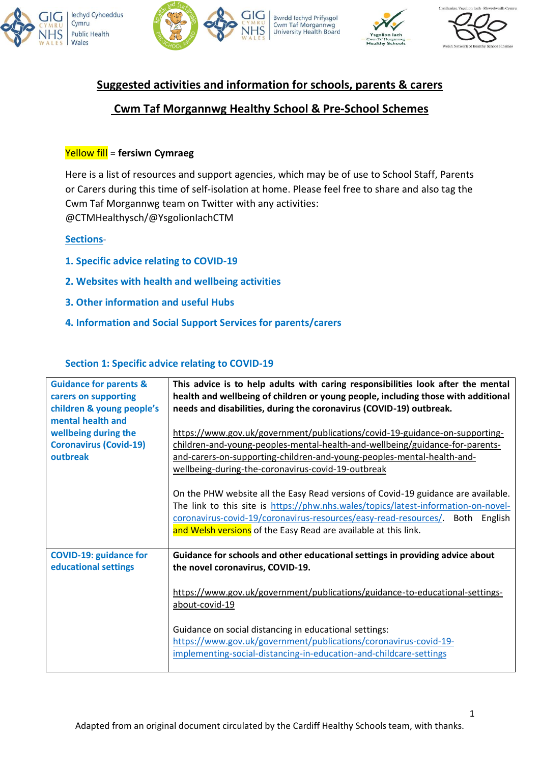# Suggested activities and information for schools, parents & carers

## Cwm Taf Morgannwg Healthy School & Pre-School Schemes

Yellow fill = **fersiwn Cymraeg**

Here is a list of resources and support agencies, which may be of use to School Staff, Parents or Carers during this time of self-isolation at home. Please feel free to share and also tag the Cwm Taf Morgannwg team on Twitter with any activities: @CTMHealthysch/@YsgolionIachCTM

**Sections**-

1. **Specific advice relating to COVID-19**
2. **Websites with health and wellbeing activities**
3. **Other information and useful Hubs**
4. **Information and Social Support Services for parents/carers**

### Section 1: Specific advice relating to COVID-19

| | |
|---|---|
| **Guidance for parents & carers on supporting children & young people's mental health and wellbeing during the Coronavirus (Covid-19) outbreak** | **This advice is to help adults with caring responsibilities look after the mental health and wellbeing of children or young people, including those with additional needs and disabilities, during the coronavirus (COVID-19) outbreak.**<br><br>https://www.gov.uk/government/publications/covid-19-guidance-on-supporting-children-and-young-peoples-mental-health-and-wellbeing/guidance-for-parents-and-carers-on-supporting-children-and-young-peoples-mental-health-and-wellbeing-during-the-coronavirus-covid-19-outbreak<br><br>On the PHW website all the Easy Read versions of Covid-19 guidance are available. The link to this site is https://phw.nhs.wales/topics/latest-information-on-novel-coronavirus-covid-19/coronavirus-resources/easy-read-resources/. Both English and Welsh versions of the Easy Read are available at this link. |
| **COVID-19: guidance for educational settings** | **Guidance for schools and other educational settings in providing advice about the novel coronavirus, COVID-19.**<br><br>https://www.gov.uk/government/publications/guidance-to-educational-settings-about-covid-19<br><br>Guidance on social distancing in educational settings: https://www.gov.uk/government/publications/coronavirus-covid-19-implementing-social-distancing-in-education-and-childcare-settings |

Adapted from an original document circulated by the Cardiff Healthy Schools team, with thanks.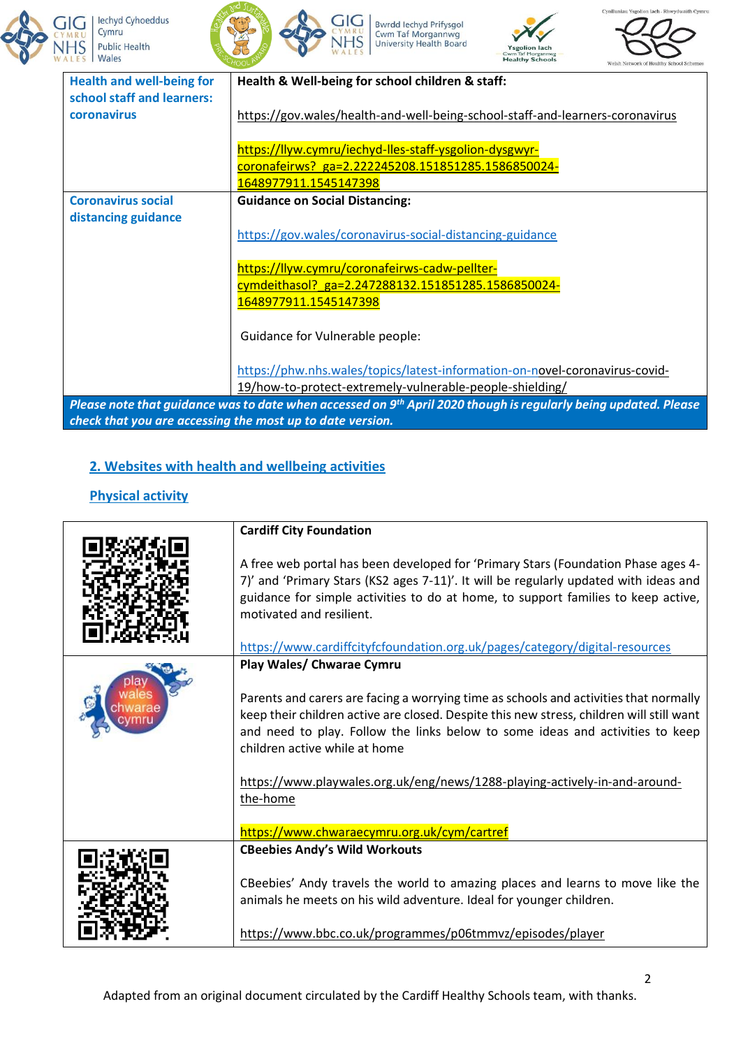| Health and well-being for school staff and learners: coronavirus | **Health & Well-being for school children & staff:** https://gov.wales/health-and-well-being-school-staff-and-learners-coronavirus https://llyw.cymru/iechyd-lles-staff-ysgolion-dysgwyr-coronafeirws?_ga=2.222245208.151851285.1586850024-1648977911.1545147398 |
|---|---|
| Coronavirus social distancing guidance | **Guidance on Social Distancing:** https://gov.wales/coronavirus-social-distancing-guidance https://llyw.cymru/coronafeirws-cadw-pellter-cymdeithasol?_ga=2.247288132.151851285.1586850024-1648977911.1545147398 Guidance for Vulnerable people: https://phw.nhs.wales/topics/latest-information-on-novel-coronavirus-covid-19/how-to-protect-extremely-vulnerable-people-shielding/ |
| ***Please note that guidance was to date when accessed on 9th April 2020 though is regularly being updated. Please check that you are accessing the most up to date version.*** | |

## 2. Websites with health and wellbeing activities

### Physical activity

| | |
|---|---|
| | **Cardiff City Foundation** A free web portal has been developed for 'Primary Stars (Foundation Phase ages 4-7)' and 'Primary Stars (KS2 ages 7-11)'. It will be regularly updated with ideas and guidance for simple activities to do at home, to support families to keep active, motivated and resilient. https://www.cardiffcityfcfoundation.org.uk/pages/category/digital-resources |
| | **Play Wales/ Chwarae Cymru** Parents and carers are facing a worrying time as schools and activities that normally keep their children active are closed. Despite this new stress, children will still want and need to play. Follow the links below to some ideas and activities to keep children active while at home https://www.playwales.org.uk/eng/news/1288-playing-actively-in-and-around-the-home https://www.chwaraecymru.org.uk/cym/cartref |
| | **CBeebies Andy's Wild Workouts** CBeebies' Andy travels the world to amazing places and learns to move like the animals he meets on his wild adventure. Ideal for younger children. https://www.bbc.co.uk/programmes/p06tmmvz/episodes/player |

Adapted from an original document circulated by the Cardiff Healthy Schools team, with thanks.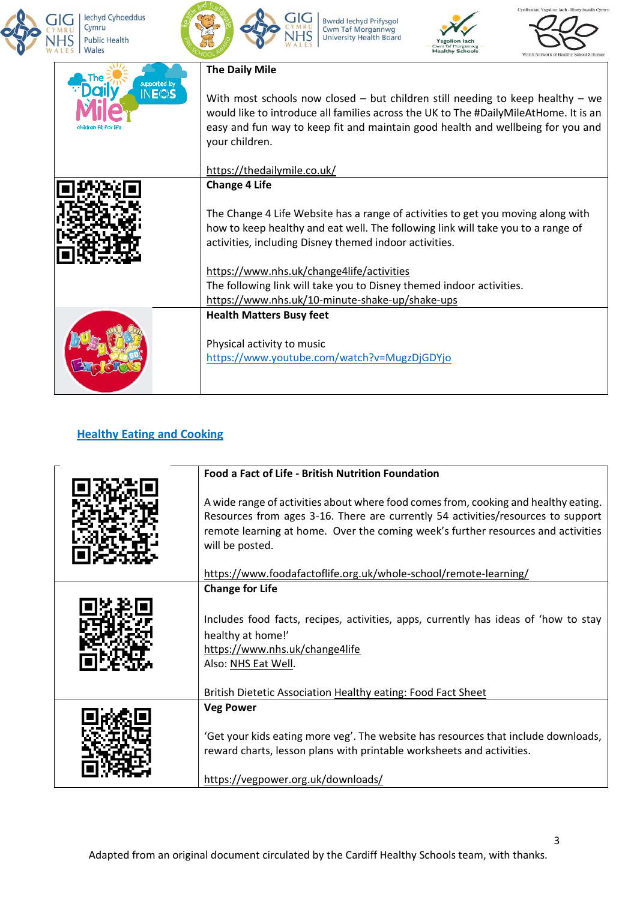| | **The Daily Mile**<br><br>With most schools now closed – but children still needing to keep healthy – we would like to introduce all families across the UK to The #DailyMileAtHome. It is an easy and fun way to keep fit and maintain good health and wellbeing for you and your children.<br><br>https://thedailymile.co.uk/ |
|---|---|
| | **Change 4 Life**<br><br>The Change 4 Life Website has a range of activities to get you moving along with how to keep healthy and eat well. The following link will take you to a range of activities, including Disney themed indoor activities.<br><br>https://www.nhs.uk/change4life/activities<br>The following link will take you to Disney themed indoor activities.<br>https://www.nhs.uk/10-minute-shake-up/shake-ups |
| | **Health Matters Busy feet**<br><br>Physical activity to music<br>https://www.youtube.com/watch?v=MugzDjGDYjo |

## Healthy Eating and Cooking

| | **Food a Fact of Life - British Nutrition Foundation**<br><br>A wide range of activities about where food comes from, cooking and healthy eating. Resources from ages 3-16. There are currently 54 activities/resources to support remote learning at home. Over the coming week's further resources and activities will be posted.<br><br>https://www.foodafactoflife.org.uk/whole-school/remote-learning/ |
|---|---|
| | **Change for Life**<br><br>Includes food facts, recipes, activities, apps, currently has ideas of 'how to stay healthy at home!'<br>https://www.nhs.uk/change4life<br>Also: NHS Eat Well.<br><br>British Dietetic Association Healthy eating: Food Fact Sheet |
| | **Veg Power**<br><br>'Get your kids eating more veg'. The website has resources that include downloads, reward charts, lesson plans with printable worksheets and activities.<br><br>https://vegpower.org.uk/downloads/ |

Adapted from an original document circulated by the Cardiff Healthy Schools team, with thanks.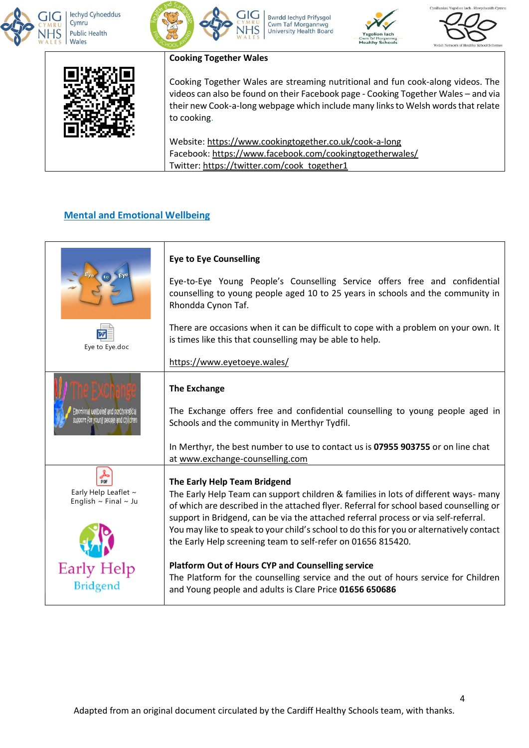| | **Cooking Together Wales** |
|---|---|
| | Cooking Together Wales are streaming nutritional and fun cook-along videos. The videos can also be found on their Facebook page - Cooking Together Wales – and via their new Cook-a-long webpage which include many links to Welsh words that relate to cooking.<br><br>Website: https://www.cookingtogether.co.uk/cook-a-long<br>Facebook: https://www.facebook.com/cookingtogetherwales/<br>Twitter: https://twitter.com/cook_together1 |

## Mental and Emotional Wellbeing

| | |
|---|---|
| Eye to Eye.doc | **Eye to Eye Counselling**<br><br>Eye-to-Eye Young People's Counselling Service offers free and confidential counselling to young people aged 10 to 25 years in schools and the community in Rhondda Cynon Taf.<br><br>There are occasions when it can be difficult to cope with a problem on your own. It is times like this that counselling may be able to help.<br><br>https://www.eyetoeye.wales/ |
| | **The Exchange**<br><br>The Exchange offers free and confidential counselling to young people aged in Schools and the community in Merthyr Tydfil.<br><br>In Merthyr, the best number to use to contact us is **07955 903755** or on line chat at www.exchange-counselling.com |
| Early Help Leaflet ~ English ~ Final ~ Ju | **The Early Help Team Bridgend**<br>The Early Help Team can support children & families in lots of different ways- many of which are described in the attached flyer. Referral for school based counselling or support in Bridgend, can be via the attached referral process or via self-referral. You may like to speak to your child's school to do this for you or alternatively contact the Early Help screening team to self-refer on 01656 815420.<br><br>**Platform Out of Hours CYP and Counselling service**<br>The Platform for the counselling service and the out of hours service for Children and Young people and adults is Clare Price **01656 650686** |

Adapted from an original document circulated by the Cardiff Healthy Schools team, with thanks.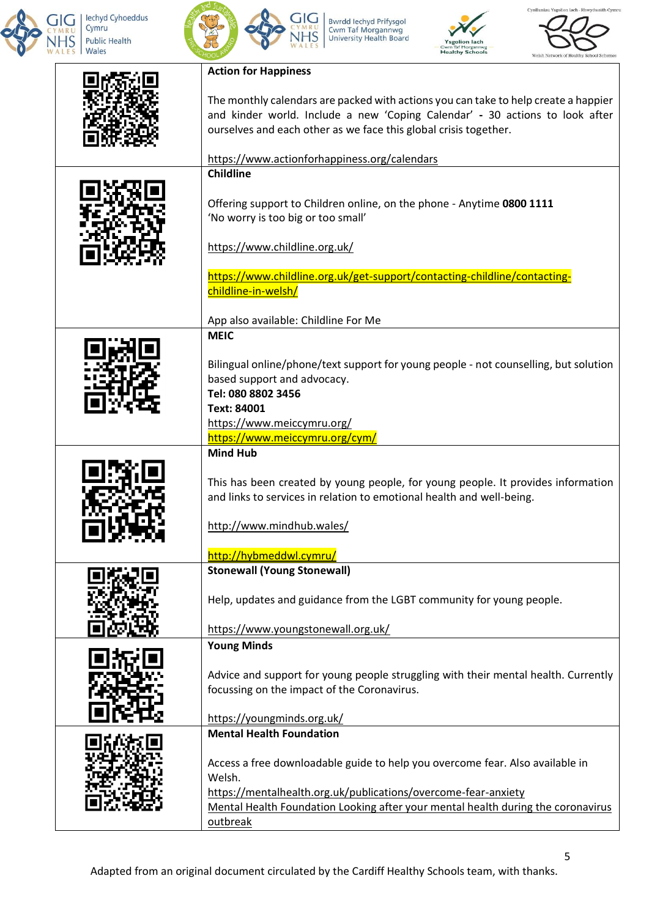| | |
|---|---|
| | **Action for Happiness**<br><br>The monthly calendars are packed with actions you can take to help create a happier and kinder world. Include a new 'Coping Calendar' - 30 actions to look after ourselves and each other as we face this global crisis together.<br><br>https://www.actionforhappiness.org/calendars |
| | **Childline**<br><br>Offering support to Children online, on the phone - Anytime **0800 1111**<br>'No worry is too big or too small'<br><br>https://www.childline.org.uk/<br><br>https://www.childline.org.uk/get-support/contacting-childline/contacting-childline-in-welsh/<br><br>App also available: Childline For Me |
| | **MEIC**<br><br>Bilingual online/phone/text support for young people - not counselling, but solution based support and advocacy.<br>**Tel: 080 8802 3456**<br>**Text: 84001**<br>https://www.meiccymru.org/<br>https://www.meiccymru.org/cym/ |
| | **Mind Hub**<br><br>This has been created by young people, for young people. It provides information and links to services in relation to emotional health and well-being.<br><br>http://www.mindhub.wales/<br><br>http://hybmeddwl.cymru/ |
| | **Stonewall (Young Stonewall)**<br><br>Help, updates and guidance from the LGBT community for young people.<br><br>https://www.youngstonewall.org.uk/ |
| | **Young Minds**<br><br>Advice and support for young people struggling with their mental health. Currently focussing on the impact of the Coronavirus.<br><br>https://youngminds.org.uk/ |
| | **Mental Health Foundation**<br><br>Access a free downloadable guide to help you overcome fear. Also available in Welsh.<br>https://mentalhealth.org.uk/publications/overcome-fear-anxiety<br>Mental Health Foundation Looking after your mental health during the coronavirus outbreak |

Adapted from an original document circulated by the Cardiff Healthy Schools team, with thanks.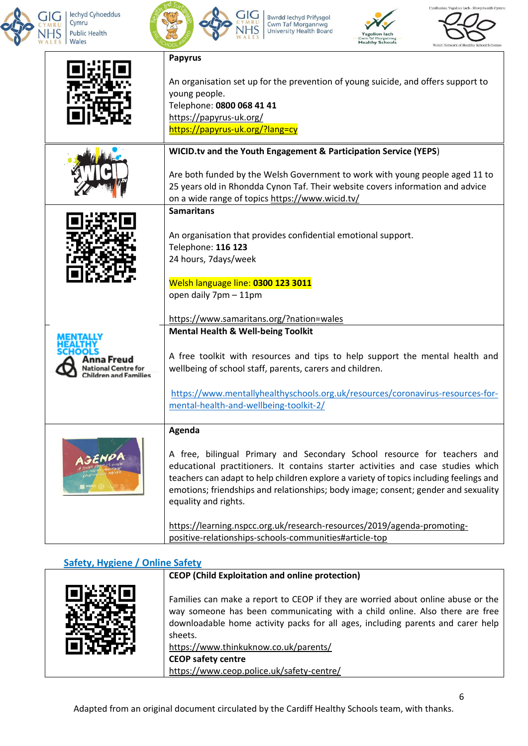| | |
|---|---|
| | **Papyrus**<br><br>An organisation set up for the prevention of young suicide, and offers support to young people.<br>Telephone: **0800 068 41 41**<br>https://papyrus-uk.org/<br>https://papyrus-uk.org/?lang=cy |
| | **WICID.tv and the Youth Engagement & Participation Service (YEPS)**<br><br>Are both funded by the Welsh Government to work with young people aged 11 to 25 years old in Rhondda Cynon Taf. Their website covers information and advice on a wide range of topics https://www.wicid.tv/ |
| | **Samaritans**<br><br>An organisation that provides confidential emotional support.<br>Telephone: **116 123**<br>24 hours, 7days/week<br><br>Welsh language line: **0300 123 3011**<br>open daily 7pm – 11pm<br><br>https://www.samaritans.org/?nation=wales |
| | **Mental Health & Well-being Toolkit**<br><br>A free toolkit with resources and tips to help support the mental health and wellbeing of school staff, parents, carers and children.<br><br>https://www.mentallyhealthyschools.org.uk/resources/coronavirus-resources-for-mental-health-and-wellbeing-toolkit-2/ |
| | **Agenda**<br><br>A free, bilingual Primary and Secondary School resource for teachers and educational practitioners. It contains starter activities and case studies which teachers can adapt to help children explore a variety of topics including feelings and emotions; friendships and relationships; body image; consent; gender and sexuality equality and rights.<br><br>https://learning.nspcc.org.uk/research-resources/2019/agenda-promoting-positive-relationships-schools-communities#article-top |

## Safety, Hygiene / Online Safety

| | |
|---|---|
| | **CEOP (Child Exploitation and online protection)**<br><br>Families can make a report to CEOP if they are worried about online abuse or the way someone has been communicating with a child online. Also there are free downloadable home activity packs for all ages, including parents and carer help sheets.<br>https://www.thinkuknow.co.uk/parents/<br>**CEOP safety centre**<br>https://www.ceop.police.uk/safety-centre/ |

Adapted from an original document circulated by the Cardiff Healthy Schools team, with thanks.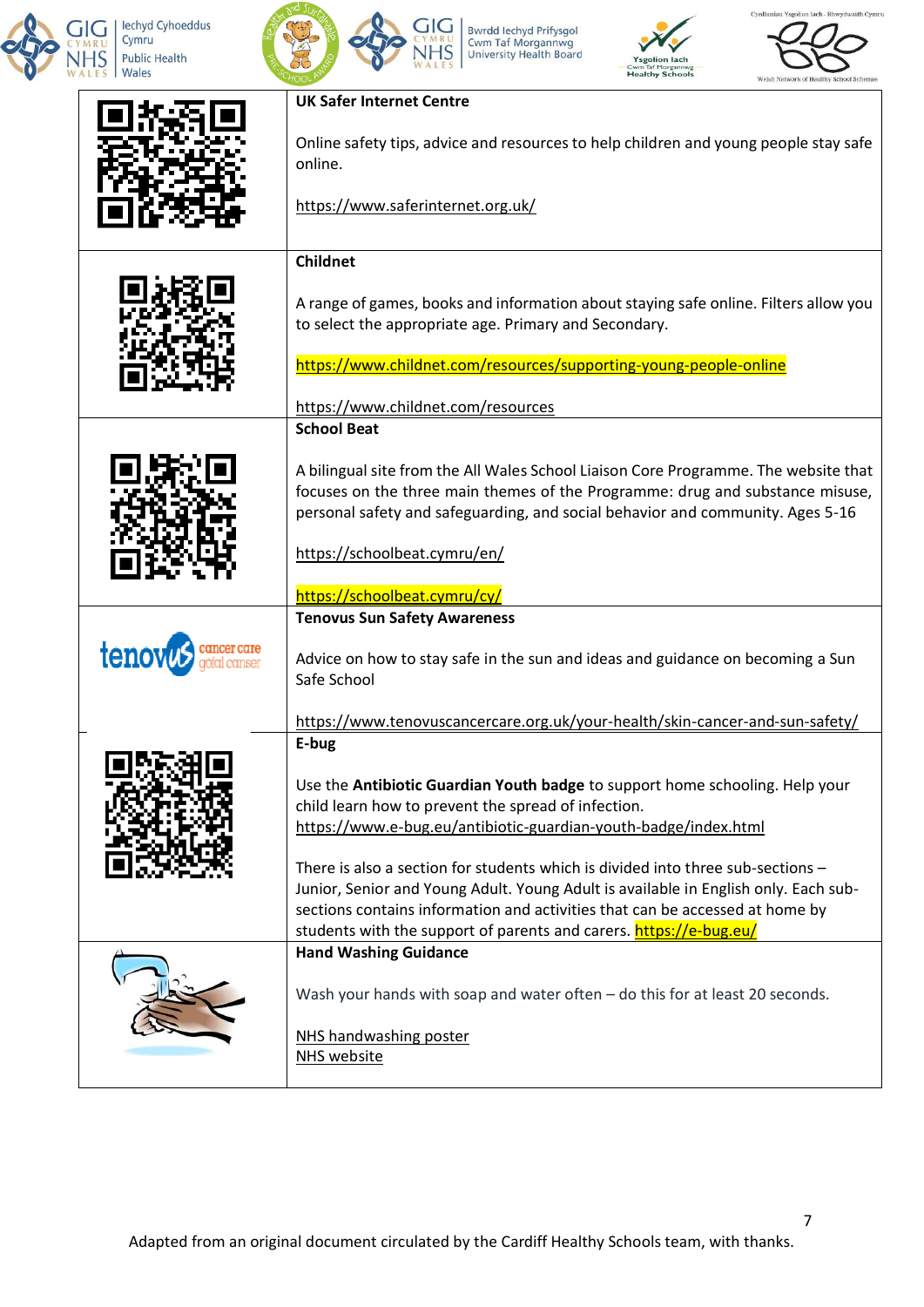| | |
|---|---|
| | **UK Safer Internet Centre**<br><br>Online safety tips, advice and resources to help children and young people stay safe online.<br><br>https://www.saferinternet.org.uk/ |
| | **Childnet**<br><br>A range of games, books and information about staying safe online. Filters allow you to select the appropriate age. Primary and Secondary.<br><br>https://www.childnet.com/resources/supporting-young-people-online<br><br>https://www.childnet.com/resources |
| | **School Beat**<br><br>A bilingual site from the All Wales School Liaison Core Programme. The website that focuses on the three main themes of the Programme: drug and substance misuse, personal safety and safeguarding, and social behavior and community. Ages 5-16<br><br>https://schoolbeat.cymru/en/<br><br>https://schoolbeat.cymru/cy/ |
| tenovus cancer care gofal canser | **Tenovus Sun Safety Awareness**<br><br>Advice on how to stay safe in the sun and ideas and guidance on becoming a Sun Safe School<br><br>https://www.tenovuscancercare.org.uk/your-health/skin-cancer-and-sun-safety/ |
| | **E-bug**<br><br>Use the **Antibiotic Guardian Youth badge** to support home schooling. Help your child learn how to prevent the spread of infection.<br>https://www.e-bug.eu/antibiotic-guardian-youth-badge/index.html<br><br>There is also a section for students which is divided into three sub-sections – Junior, Senior and Young Adult. Young Adult is available in English only. Each sub-sections contains information and activities that can be accessed at home by students with the support of parents and carers. https://e-bug.eu/ |
| | **Hand Washing Guidance**<br><br>Wash your hands with soap and water often – do this for at least 20 seconds.<br><br>NHS handwashing poster<br>NHS website |

Adapted from an original document circulated by the Cardiff Healthy Schools team, with thanks.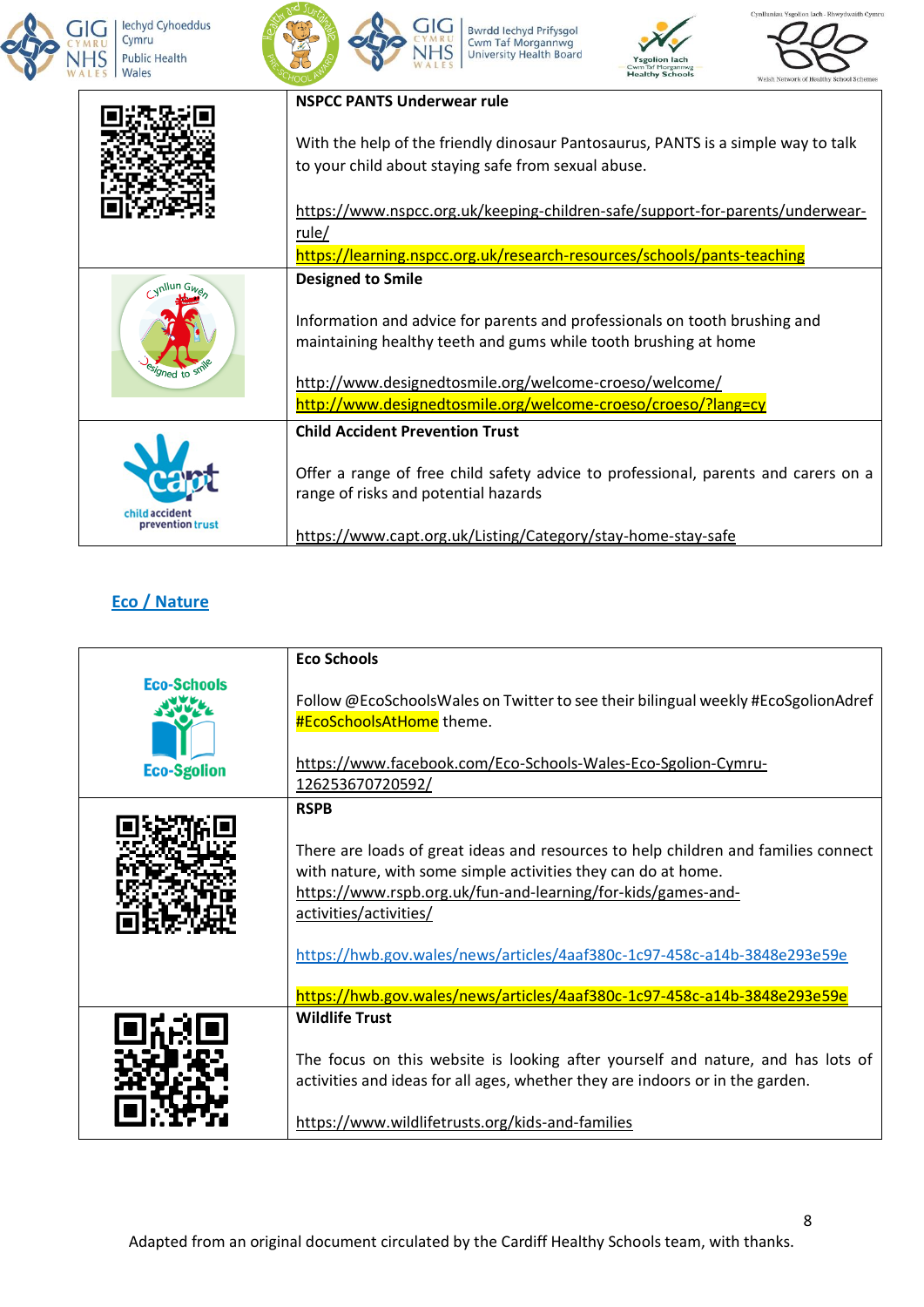| | |
|---|---|
| | **NSPCC PANTS Underwear rule**<br><br>With the help of the friendly dinosaur Pantosaurus, PANTS is a simple way to talk to your child about staying safe from sexual abuse.<br><br>https://www.nspcc.org.uk/keeping-children-safe/support-for-parents/underwear-rule/<br>https://learning.nspcc.org.uk/research-resources/schools/pants-teaching |
| | **Designed to Smile**<br><br>Information and advice for parents and professionals on tooth brushing and maintaining healthy teeth and gums while tooth brushing at home<br><br>http://www.designedtosmile.org/welcome-croeso/welcome/<br>http://www.designedtosmile.org/welcome-croeso/croeso/?lang=cy |
| | **Child Accident Prevention Trust**<br><br>Offer a range of free child safety advice to professional, parents and carers on a range of risks and potential hazards<br><br>https://www.capt.org.uk/Listing/Category/stay-home-stay-safe |

## Eco / Nature

| | |
|---|---|
| | **Eco Schools**<br><br>Follow @EcoSchoolsWales on Twitter to see their bilingual weekly #EcoSgolionAdref #EcoSchoolsAtHome theme.<br><br>https://www.facebook.com/Eco-Schools-Wales-Eco-Sgolion-Cymru-126253670720592/ |
| | **RSPB**<br><br>There are loads of great ideas and resources to help children and families connect with nature, with some simple activities they can do at home.<br>https://www.rspb.org.uk/fun-and-learning/for-kids/games-and-activities/activities/<br><br>https://hwb.gov.wales/news/articles/4aaf380c-1c97-458c-a14b-3848e293e59e<br><br>https://hwb.gov.wales/news/articles/4aaf380c-1c97-458c-a14b-3848e293e59e |
| | **Wildlife Trust**<br><br>The focus on this website is looking after yourself and nature, and has lots of activities and ideas for all ages, whether they are indoors or in the garden.<br><br>https://www.wildlifetrusts.org/kids-and-families |

Adapted from an original document circulated by the Cardiff Healthy Schools team, with thanks.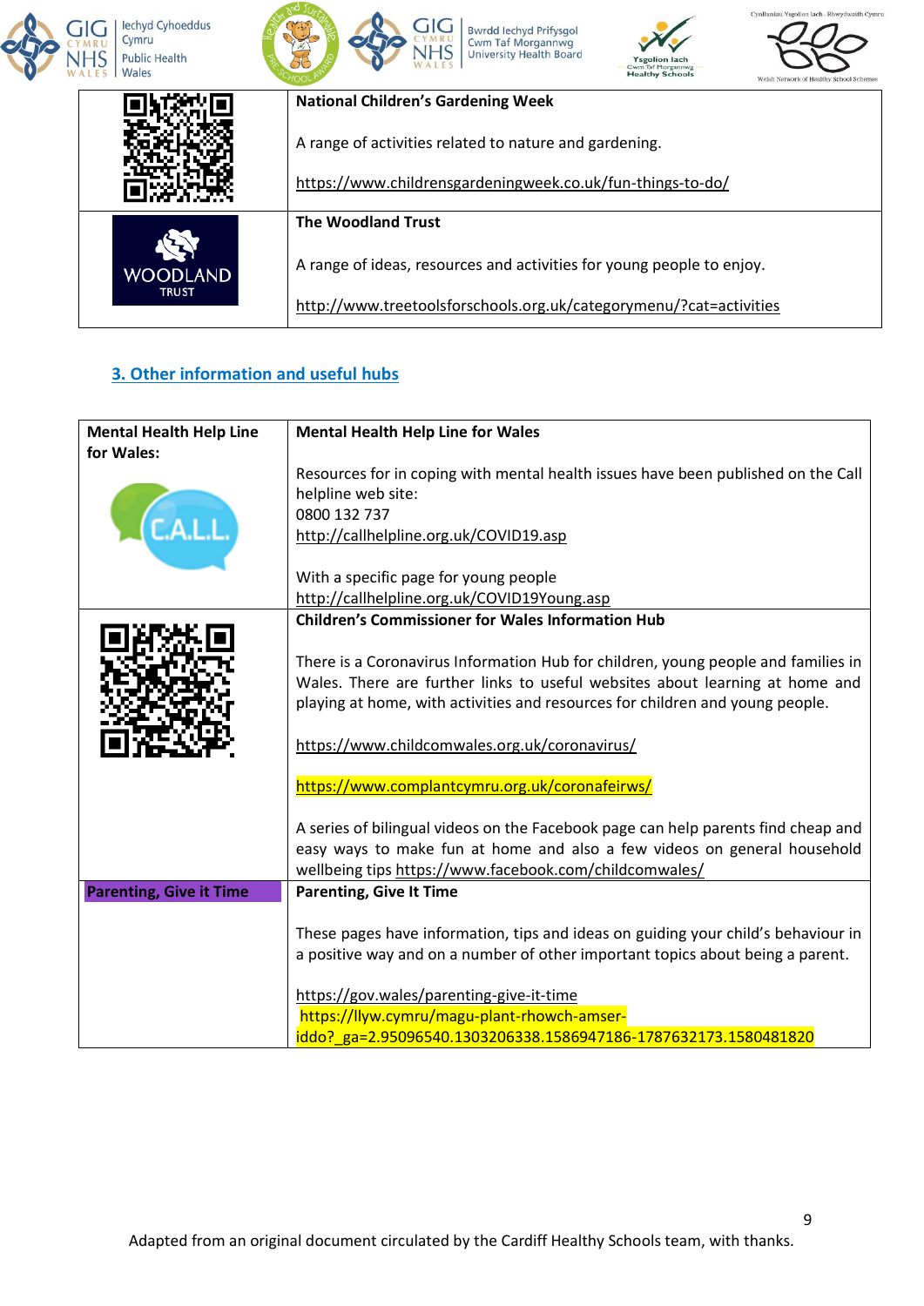| | |
|---|---|
| | **National Children's Gardening Week**<br><br>A range of activities related to nature and gardening.<br><br>https://www.childrensgardeningweek.co.uk/fun-things-to-do/ |
| WOODLAND TRUST | **The Woodland Trust**<br><br>A range of ideas, resources and activities for young people to enjoy.<br><br>http://www.treetoolsforschools.org.uk/categorymenu/?cat=activities |

## 3. Other information and useful hubs

| | |
|---|---|
| **Mental Health Help Line for Wales:**<br><br>C.A.L.L. | **Mental Health Help Line for Wales**<br><br>Resources for in coping with mental health issues have been published on the Call helpline web site:<br>0800 132 737<br>http://callhelpline.org.uk/COVID19.asp<br><br>With a specific page for young people<br>http://callhelpline.org.uk/COVID19Young.asp |
| | **Children's Commissioner for Wales Information Hub**<br><br>There is a Coronavirus Information Hub for children, young people and families in Wales. There are further links to useful websites about learning at home and playing at home, with activities and resources for children and young people.<br><br>https://www.childcomwales.org.uk/coronavirus/<br><br>https://www.complantcymru.org.uk/coronafeirws/<br><br>A series of bilingual videos on the Facebook page can help parents find cheap and easy ways to make fun at home and also a few videos on general household wellbeing tips https://www.facebook.com/childcomwales/ |
| **Parenting, Give it Time** | **Parenting, Give It Time**<br><br>These pages have information, tips and ideas on guiding your child's behaviour in a positive way and on a number of other important topics about being a parent.<br><br>https://gov.wales/parenting-give-it-time<br>https://llyw.cymru/magu-plant-rhowch-amser-iddo?_ga=2.95096540.1303206338.1586947186-1787632173.1580481820 |

Adapted from an original document circulated by the Cardiff Healthy Schools team, with thanks.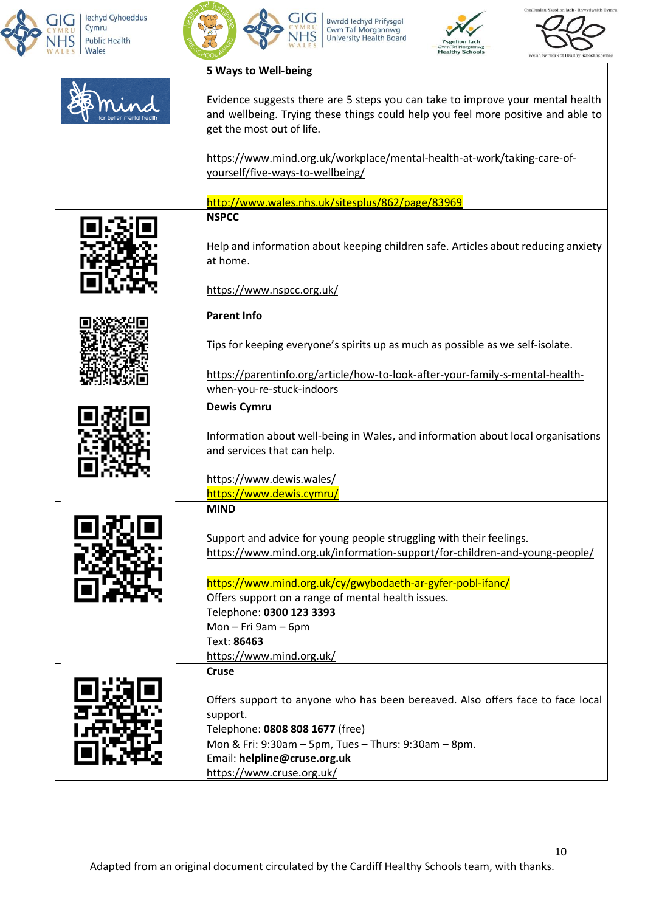| | |
|---|---|
| mind for better mental health | **5 Ways to Well-being**<br><br>Evidence suggests there are 5 steps you can take to improve your mental health and wellbeing. Trying these things could help you feel more positive and able to get the most out of life.<br><br>https://www.mind.org.uk/workplace/mental-health-at-work/taking-care-of-yourself/five-ways-to-wellbeing/<br><br>http://www.wales.nhs.uk/sitesplus/862/page/83969 |
| | **NSPCC**<br><br>Help and information about keeping children safe. Articles about reducing anxiety at home.<br><br>https://www.nspcc.org.uk/ |
| | **Parent Info**<br><br>Tips for keeping everyone's spirits up as much as possible as we self-isolate.<br><br>https://parentinfo.org/article/how-to-look-after-your-family-s-mental-health-when-you-re-stuck-indoors |
| | **Dewis Cymru**<br><br>Information about well-being in Wales, and information about local organisations and services that can help.<br><br>https://www.dewis.wales/<br>https://www.dewis.cymru/ |
| | **MIND**<br><br>Support and advice for young people struggling with their feelings.<br>https://www.mind.org.uk/information-support/for-children-and-young-people/<br><br>https://www.mind.org.uk/cy/gwybodaeth-ar-gyfer-pobl-ifanc/<br>Offers support on a range of mental health issues.<br>Telephone: **0300 123 3393**<br>Mon – Fri 9am – 6pm<br>Text: **86463**<br>https://www.mind.org.uk/ |
| | **Cruse**<br><br>Offers support to anyone who has been bereaved. Also offers face to face local support.<br>Telephone: **0808 808 1677** (free)<br>Mon & Fri: 9:30am – 5pm, Tues – Thurs: 9:30am – 8pm.<br>Email: **helpline@cruse.org.uk**<br>https://www.cruse.org.uk/ |

Adapted from an original document circulated by the Cardiff Healthy Schools team, with thanks.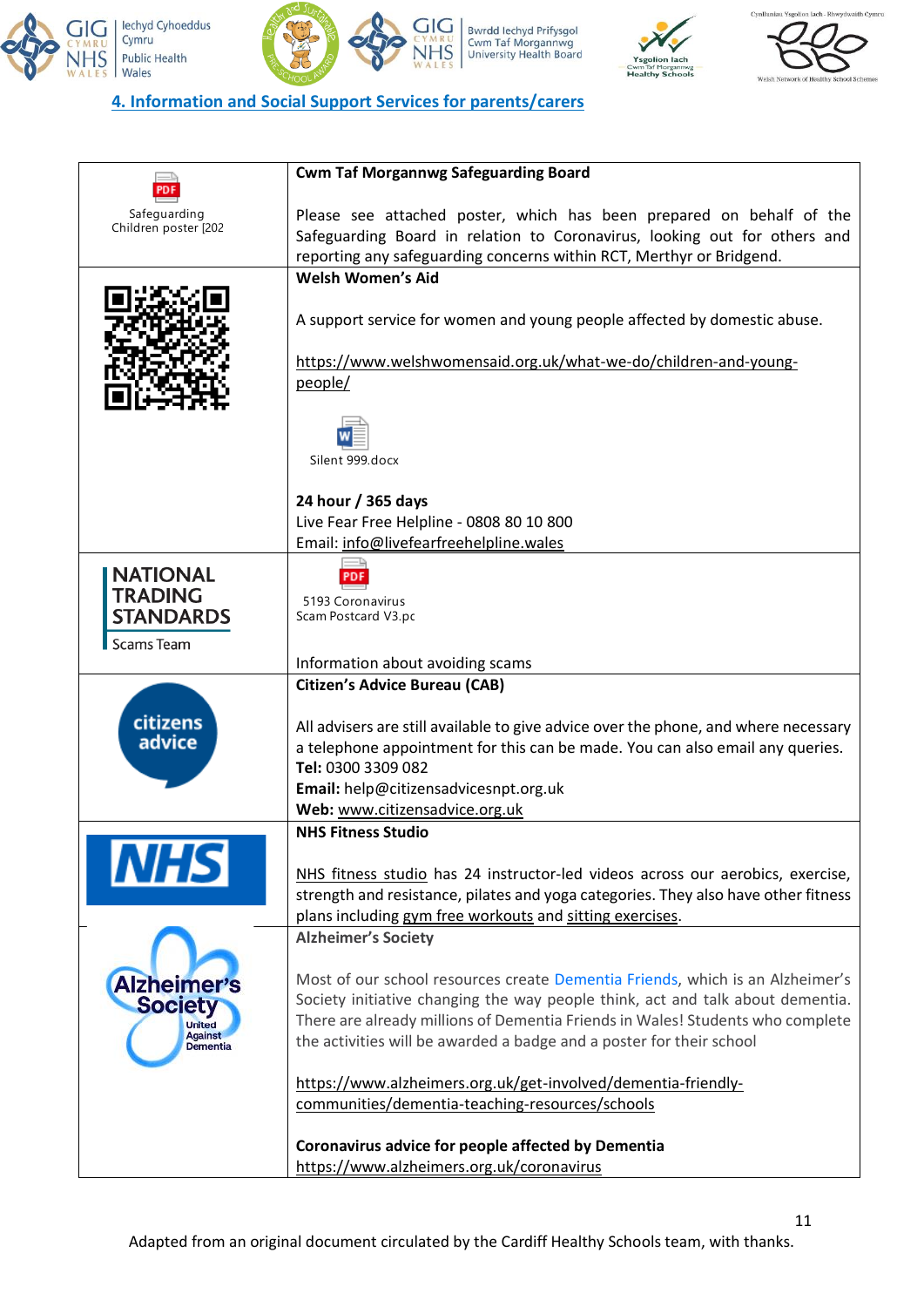## 4. Information and Social Support Services for parents/carers

| | |
|---|---|
| Safeguarding Children poster [202 | **Cwm Taf Morgannwg Safeguarding Board**<br><br>Please see attached poster, which has been prepared on behalf of the Safeguarding Board in relation to Coronavirus, looking out for others and reporting any safeguarding concerns within RCT, Merthyr or Bridgend. |
| | **Welsh Women's Aid**<br><br>A support service for women and young people affected by domestic abuse.<br><br>https://www.welshwomensaid.org.uk/what-we-do/children-and-young-people/<br><br>Silent 999.docx<br><br>**24 hour / 365 days**<br>Live Fear Free Helpline - 0808 80 10 800<br>Email: info@livefearfreehelpline.wales |
| NATIONAL TRADING STANDARDS<br>Scams Team | 5193 Coronavirus Scam Postcard V3.pc<br><br>Information about avoiding scams |
| citizens advice | **Citizen's Advice Bureau (CAB)**<br><br>All advisers are still available to give advice over the phone, and where necessary a telephone appointment for this can be made. You can also email any queries.<br>**Tel:** 0300 3309 082<br>**Email:** help@citizensadvicesnpt.org.uk<br>**Web:** www.citizensadvice.org.uk |
| NHS | **NHS Fitness Studio**<br><br>NHS fitness studio has 24 instructor-led videos across our aerobics, exercise, strength and resistance, pilates and yoga categories. They also have other fitness plans including gym free workouts and sitting exercises. |
| Alzheimer's Society United Against Dementia | **Alzheimer's Society**<br><br>Most of our school resources create Dementia Friends, which is an Alzheimer's Society initiative changing the way people think, act and talk about dementia. There are already millions of Dementia Friends in Wales! Students who complete the activities will be awarded a badge and a poster for their school<br><br>https://www.alzheimers.org.uk/get-involved/dementia-friendly-communities/dementia-teaching-resources/schools<br><br>**Coronavirus advice for people affected by Dementia**<br>https://www.alzheimers.org.uk/coronavirus |

Adapted from an original document circulated by the Cardiff Healthy Schools team, with thanks.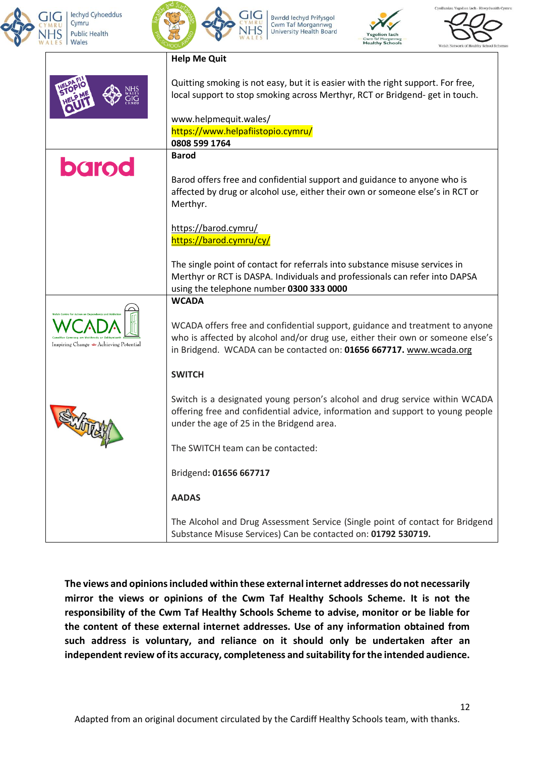| | |
|---|---|
| | **Help Me Quit**<br><br>Quitting smoking is not easy, but it is easier with the right support. For free, local support to stop smoking across Merthyr, RCT or Bridgend- get in touch.<br><br>www.helpmequit.wales/<br>https://www.helpafiistopio.cymru/<br>**0808 599 1764** |
| | **Barod**<br><br>Barod offers free and confidential support and guidance to anyone who is affected by drug or alcohol use, either their own or someone else's in RCT or Merthyr.<br><br>https://barod.cymru/<br>https://barod.cymru/cy/<br><br>The single point of contact for referrals into substance misuse services in Merthyr or RCT is DASPA. Individuals and professionals can refer into DAPSA using the telephone number **0300 333 0000** |
| | **WCADA**<br><br>WCADA offers free and confidential support, guidance and treatment to anyone who is affected by alcohol and/or drug use, either their own or someone else's in Bridgend. WCADA can be contacted on: **01656 667717.** www.wcada.org<br><br>**SWITCH**<br><br>Switch is a designated young person's alcohol and drug service within WCADA offering free and confidential advice, information and support to young people under the age of 25 in the Bridgend area.<br><br>The SWITCH team can be contacted:<br><br>Bridgend**: 01656 667717**<br><br>**AADAS**<br><br>The Alcohol and Drug Assessment Service (Single point of contact for Bridgend Substance Misuse Services) Can be contacted on: **01792 530719.** |

**The views and opinions included within these external internet addresses do not necessarily mirror the views or opinions of the Cwm Taf Healthy Schools Scheme. It is not the responsibility of the Cwm Taf Healthy Schools Scheme to advise, monitor or be liable for the content of these external internet addresses. Use of any information obtained from such address is voluntary, and reliance on it should only be undertaken after an independent review of its accuracy, completeness and suitability for the intended audience.**

Adapted from an original document circulated by the Cardiff Healthy Schools team, with thanks.